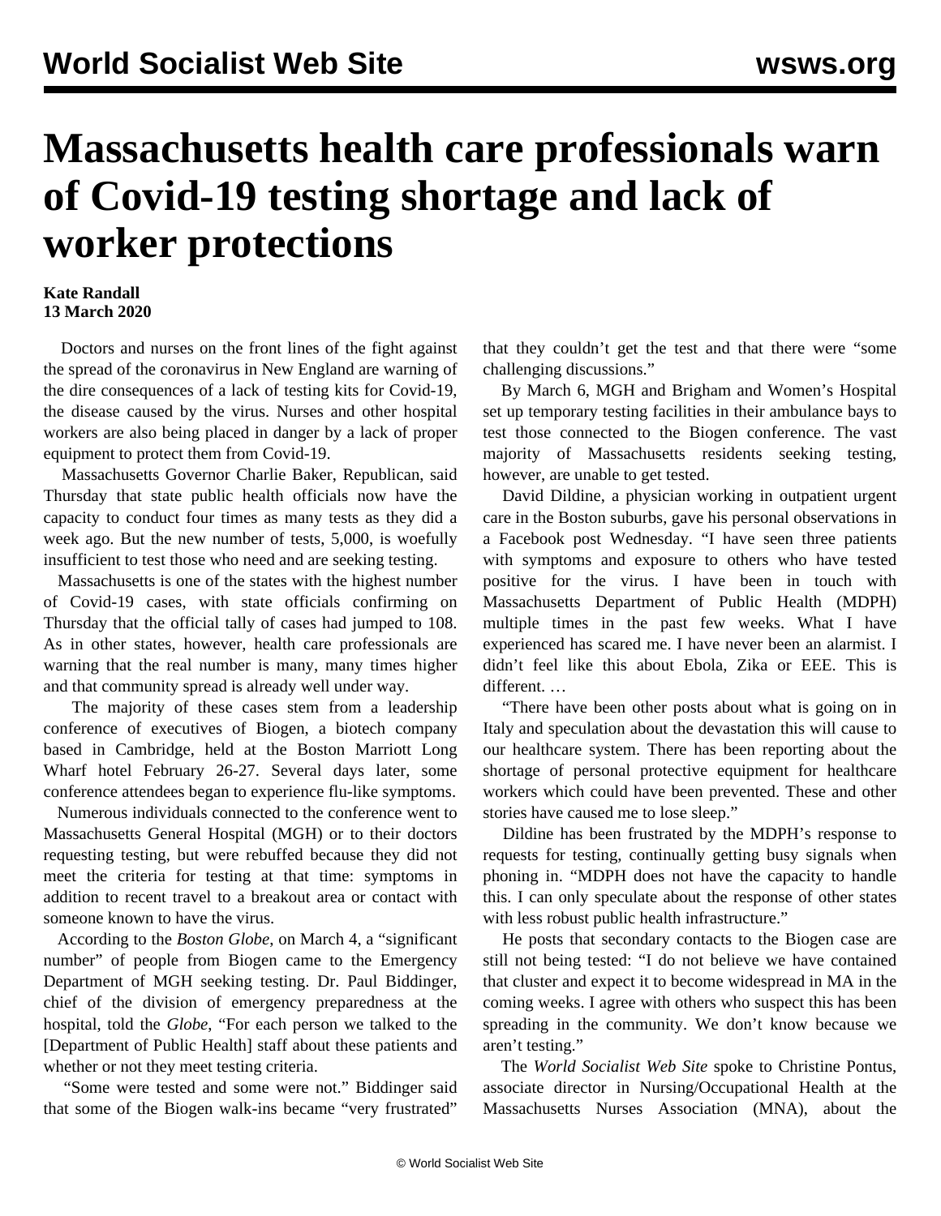# Massachusetts health care professionals warn of Covid-19 testing shortage and lack of worker protections

**Kate Randall**
**13 March 2020**

Doctors and nurses on the front lines of the fight against the spread of the coronavirus in New England are warning of the dire consequences of a lack of testing kits for Covid-19, the disease caused by the virus. Nurses and other hospital workers are also being placed in danger by a lack of proper equipment to protect them from Covid-19.

Massachusetts Governor Charlie Baker, Republican, said Thursday that state public health officials now have the capacity to conduct four times as many tests as they did a week ago. But the new number of tests, 5,000, is woefully insufficient to test those who need and are seeking testing.

Massachusetts is one of the states with the highest number of Covid-19 cases, with state officials confirming on Thursday that the official tally of cases had jumped to 108. As in other states, however, health care professionals are warning that the real number is many, many times higher and that community spread is already well under way.

The majority of these cases stem from a leadership conference of executives of Biogen, a biotech company based in Cambridge, held at the Boston Marriott Long Wharf hotel February 26-27. Several days later, some conference attendees began to experience flu-like symptoms.

Numerous individuals connected to the conference went to Massachusetts General Hospital (MGH) or to their doctors requesting testing, but were rebuffed because they did not meet the criteria for testing at that time: symptoms in addition to recent travel to a breakout area or contact with someone known to have the virus.

According to the *Boston Globe*, on March 4, a "significant number" of people from Biogen came to the Emergency Department of MGH seeking testing. Dr. Paul Biddinger, chief of the division of emergency preparedness at the hospital, told the *Globe*, "For each person we talked to the [Department of Public Health] staff about these patients and whether or not they meet testing criteria.

"Some were tested and some were not." Biddinger said that some of the Biogen walk-ins became "very frustrated" that they couldn't get the test and that there were "some challenging discussions."

By March 6, MGH and Brigham and Women's Hospital set up temporary testing facilities in their ambulance bays to test those connected to the Biogen conference. The vast majority of Massachusetts residents seeking testing, however, are unable to get tested.

David Dildine, a physician working in outpatient urgent care in the Boston suburbs, gave his personal observations in a Facebook post Wednesday. "I have seen three patients with symptoms and exposure to others who have tested positive for the virus. I have been in touch with Massachusetts Department of Public Health (MDPH) multiple times in the past few weeks. What I have experienced has scared me. I have never been an alarmist. I didn't feel like this about Ebola, Zika or EEE. This is different. …

"There have been other posts about what is going on in Italy and speculation about the devastation this will cause to our healthcare system. There has been reporting about the shortage of personal protective equipment for healthcare workers which could have been prevented. These and other stories have caused me to lose sleep."

Dildine has been frustrated by the MDPH's response to requests for testing, continually getting busy signals when phoning in. "MDPH does not have the capacity to handle this. I can only speculate about the response of other states with less robust public health infrastructure."

He posts that secondary contacts to the Biogen case are still not being tested: "I do not believe we have contained that cluster and expect it to become widespread in MA in the coming weeks. I agree with others who suspect this has been spreading in the community. We don't know because we aren't testing."

The *World Socialist Web Site* spoke to Christine Pontus, associate director in Nursing/Occupational Health at the Massachusetts Nurses Association (MNA), about the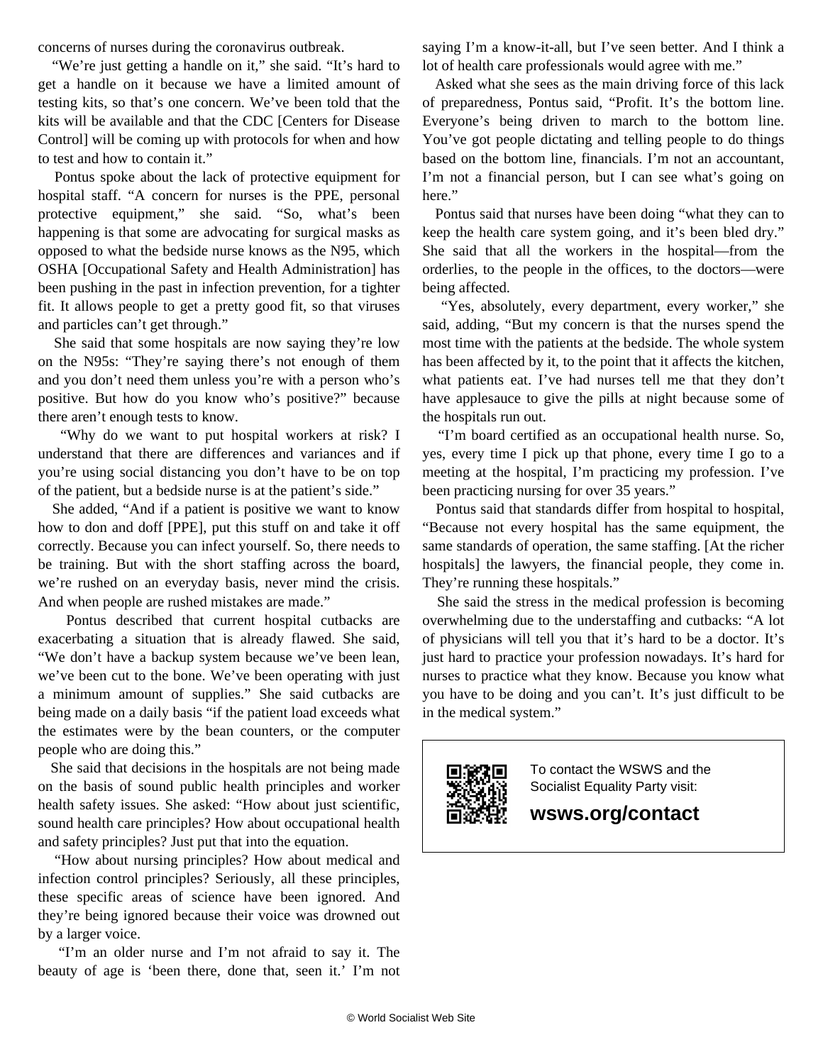concerns of nurses during the coronavirus outbreak.

"We're just getting a handle on it," she said. "It's hard to get a handle on it because we have a limited amount of testing kits, so that's one concern. We've been told that the kits will be available and that the CDC [Centers for Disease Control] will be coming up with protocols for when and how to test and how to contain it."

Pontus spoke about the lack of protective equipment for hospital staff. "A concern for nurses is the PPE, personal protective equipment," she said. "So, what's been happening is that some are advocating for surgical masks as opposed to what the bedside nurse knows as the N95, which OSHA [Occupational Safety and Health Administration] has been pushing in the past in infection prevention, for a tighter fit. It allows people to get a pretty good fit, so that viruses and particles can't get through."

She said that some hospitals are now saying they're low on the N95s: "They're saying there's not enough of them and you don't need them unless you're with a person who's positive. But how do you know who's positive?" because there aren't enough tests to know.

"Why do we want to put hospital workers at risk? I understand that there are differences and variances and if you're using social distancing you don't have to be on top of the patient, but a bedside nurse is at the patient's side."

She added, "And if a patient is positive we want to know how to don and doff [PPE], put this stuff on and take it off correctly. Because you can infect yourself. So, there needs to be training. But with the short staffing across the board, we're rushed on an everyday basis, never mind the crisis. And when people are rushed mistakes are made."

Pontus described that current hospital cutbacks are exacerbating a situation that is already flawed. She said, "We don't have a backup system because we've been lean, we've been cut to the bone. We've been operating with just a minimum amount of supplies." She said cutbacks are being made on a daily basis "if the patient load exceeds what the estimates were by the bean counters, or the computer people who are doing this."

She said that decisions in the hospitals are not being made on the basis of sound public health principles and worker health safety issues. She asked: "How about just scientific, sound health care principles? How about occupational health and safety principles? Just put that into the equation.

"How about nursing principles? How about medical and infection control principles? Seriously, all these principles, these specific areas of science have been ignored. And they're being ignored because their voice was drowned out by a larger voice.

"I'm an older nurse and I'm not afraid to say it. The beauty of age is 'been there, done that, seen it.' I'm not saying I'm a know-it-all, but I've seen better. And I think a lot of health care professionals would agree with me."

Asked what she sees as the main driving force of this lack of preparedness, Pontus said, "Profit. It's the bottom line. Everyone's being driven to march to the bottom line. You've got people dictating and telling people to do things based on the bottom line, financials. I'm not an accountant, I'm not a financial person, but I can see what's going on here."

Pontus said that nurses have been doing "what they can to keep the health care system going, and it's been bled dry." She said that all the workers in the hospital—from the orderlies, to the people in the offices, to the doctors—were being affected.

"Yes, absolutely, every department, every worker," she said, adding, "But my concern is that the nurses spend the most time with the patients at the bedside. The whole system has been affected by it, to the point that it affects the kitchen, what patients eat. I've had nurses tell me that they don't have applesauce to give the pills at night because some of the hospitals run out.

"I'm board certified as an occupational health nurse. So, yes, every time I pick up that phone, every time I go to a meeting at the hospital, I'm practicing my profession. I've been practicing nursing for over 35 years."

Pontus said that standards differ from hospital to hospital, "Because not every hospital has the same equipment, the same standards of operation, the same staffing. [At the richer hospitals] the lawyers, the financial people, they come in. They're running these hospitals."

She said the stress in the medical profession is becoming overwhelming due to the understaffing and cutbacks: "A lot of physicians will tell you that it's hard to be a doctor. It's just hard to practice your profession nowadays. It's hard for nurses to practice what they know. Because you know what you have to be doing and you can't. It's just difficult to be in the medical system."

To contact the WSWS and the Socialist Equality Party visit:

**wsws.org/contact**